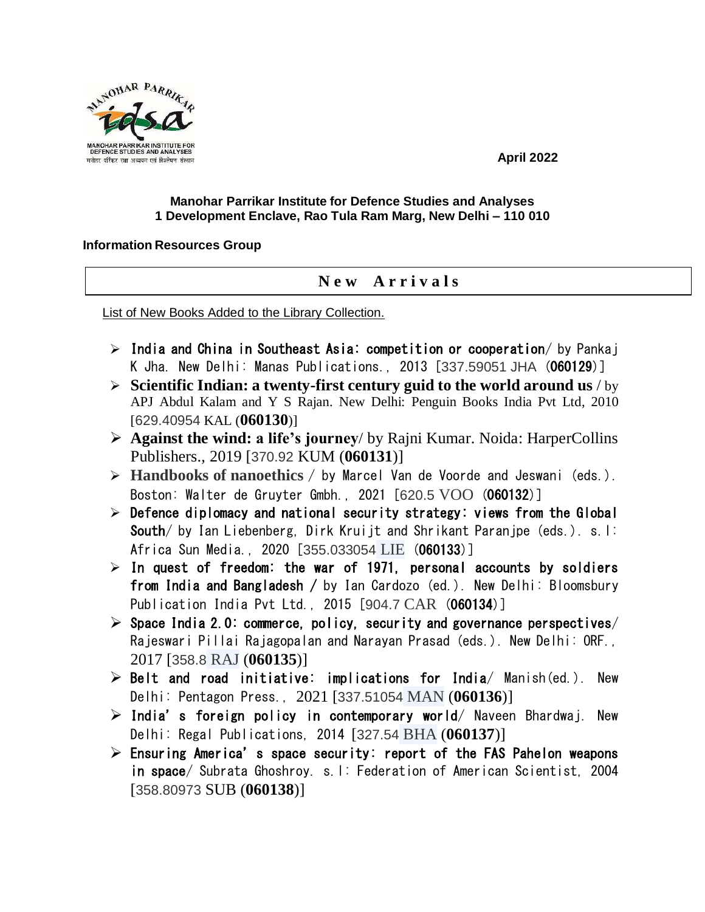April 2022

**Manohar Parrikar Institute for Defence Studies and Analyses**
**1 Development Enclave, Rao Tula Ram Marg, New Delhi – 110 010**

**Information Resources Group**

# New Arrivals

List of New Books Added to the Library Collection.

- **India and China in Southeast Asia: competition or cooperation**/ by Pankaj K Jha. New Delhi: Manas Publications., 2013 [337.59051 JHA (**060129**)]
- **Scientific Indian: a twenty-first century guid to the world around us** / by APJ Abdul Kalam and Y S Rajan. New Delhi: Penguin Books India Pvt Ltd, 2010 [629.40954 KAL (**060130**)]
- **Against the wind: a life's journey**/ by Rajni Kumar. Noida: HarperCollins Publishers., 2019 [370.92 KUM (**060131**)]
- **Handbooks of nanoethics** / by Marcel Van de Voorde and Jeswani (eds.). Boston: Walter de Gruyter Gmbh., 2021 [620.5 VOO (**060132**)]
- **Defence diplomacy and national security strategy: views from the Global South**/ by Ian Liebenberg, Dirk Kruijt and Shrikant Paranjpe (eds.). s.l: Africa Sun Media., 2020 [355.033054 LIE (**060133**)]
- **In quest of freedom: the war of 1971, personal accounts by soldiers from India and Bangladesh** / by Ian Cardozo (ed.). New Delhi: Bloomsbury Publication India Pvt Ltd., 2015 [904.7 CAR (**060134**)]
- **Space India 2.0: commerce, policy, security and governance perspectives**/ Rajeswari Pillai Rajagopalan and Narayan Prasad (eds.). New Delhi: ORF., 2017 [358.8 RAJ (**060135**)]
- **Belt and road initiative: implications for India**/ Manish(ed.). New Delhi: Pentagon Press., 2021 [337.51054 MAN (**060136**)]
- **India's foreign policy in contemporary world**/ Naveen Bhardwaj. New Delhi: Regal Publications, 2014 [327.54 BHA (**060137**)]
- **Ensuring America's space security: report of the FAS Pahelon weapons in space**/ Subrata Ghoshroy. s.l: Federation of American Scientist, 2004 [358.80973 SUB (**060138**)]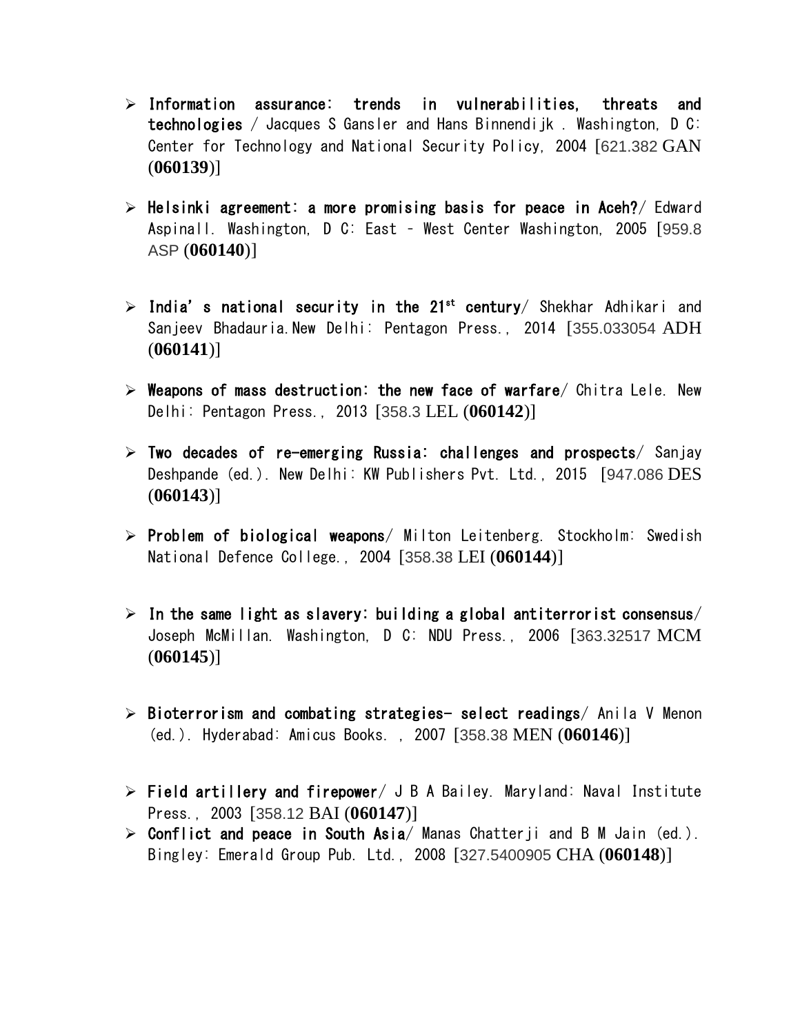- **Information assurance: trends in vulnerabilities, threats and technologies** / Jacques S Gansler and Hans Binnendijk . Washington, D C: Center for Technology and National Security Policy, 2004 [621.382 GAN (**060139**)]

- **Helsinki agreement: a more promising basis for peace in Aceh?**/ Edward Aspinall. Washington, D C: East – West Center Washington, 2005 [959.8 ASP (**060140**)]

- **India's national security in the 21st century**/ Shekhar Adhikari and Sanjeev Bhadauria.New Delhi: Pentagon Press., 2014 [355.033054 ADH (**060141**)]

- **Weapons of mass destruction: the new face of warfare**/ Chitra Lele. New Delhi: Pentagon Press., 2013 [358.3 LEL (**060142**)]

- **Two decades of re-emerging Russia: challenges and prospects**/ Sanjay Deshpande (ed.). New Delhi: KW Publishers Pvt. Ltd., 2015 [947.086 DES (**060143**)]

- **Problem of biological weapons**/ Milton Leitenberg. Stockholm: Swedish National Defence College., 2004 [358.38 LEI (**060144**)]

- **In the same light as slavery: building a global antiterrorist consensus**/ Joseph McMillan. Washington, D C: NDU Press., 2006 [363.32517 MCM (**060145**)]

- **Bioterrorism and combating strategies- select readings**/ Anila V Menon (ed.). Hyderabad: Amicus Books. , 2007 [358.38 MEN (**060146**)]

- **Field artillery and firepower**/ J B A Bailey. Maryland: Naval Institute Press., 2003 [358.12 BAI (**060147**)]
- **Conflict and peace in South Asia**/ Manas Chatterji and B M Jain (ed.). Bingley: Emerald Group Pub. Ltd., 2008 [327.5400905 CHA (**060148**)]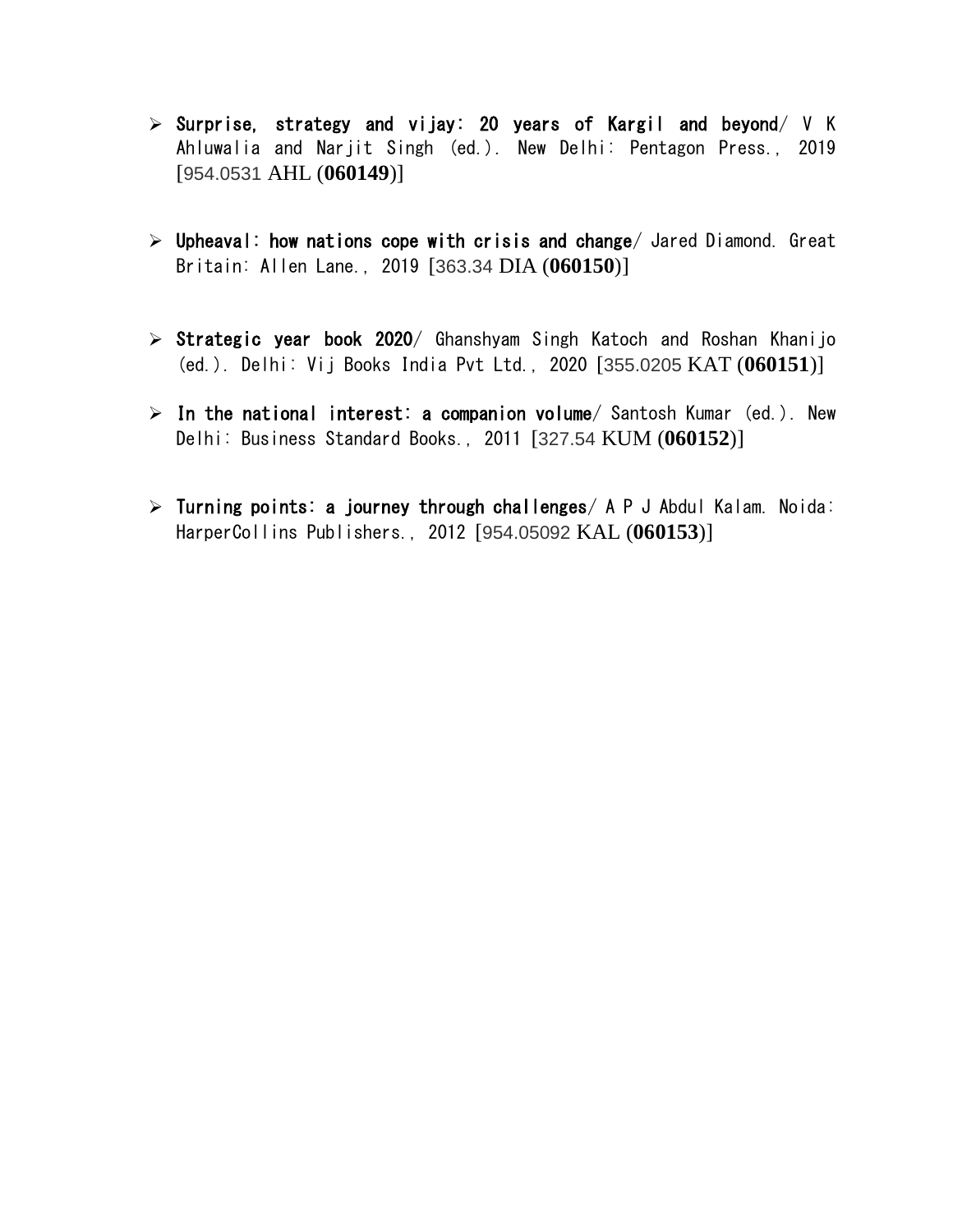- **Surprise, strategy and vijay: 20 years of Kargil and beyond**/ V K Ahluwalia and Narjit Singh (ed.). New Delhi: Pentagon Press., 2019 [954.0531 AHL (**060149**)]

- **Upheaval: how nations cope with crisis and change**/ Jared Diamond. Great Britain: Allen Lane., 2019 [363.34 DIA (**060150**)]

- **Strategic year book 2020**/ Ghanshyam Singh Katoch and Roshan Khanijo (ed.). Delhi: Vij Books India Pvt Ltd., 2020 [355.0205 KAT (**060151**)]

- **In the national interest: a companion volume**/ Santosh Kumar (ed.). New Delhi: Business Standard Books., 2011 [327.54 KUM (**060152**)]

- **Turning points: a journey through challenges**/ A P J Abdul Kalam. Noida: HarperCollins Publishers., 2012 [954.05092 KAL (**060153**)]